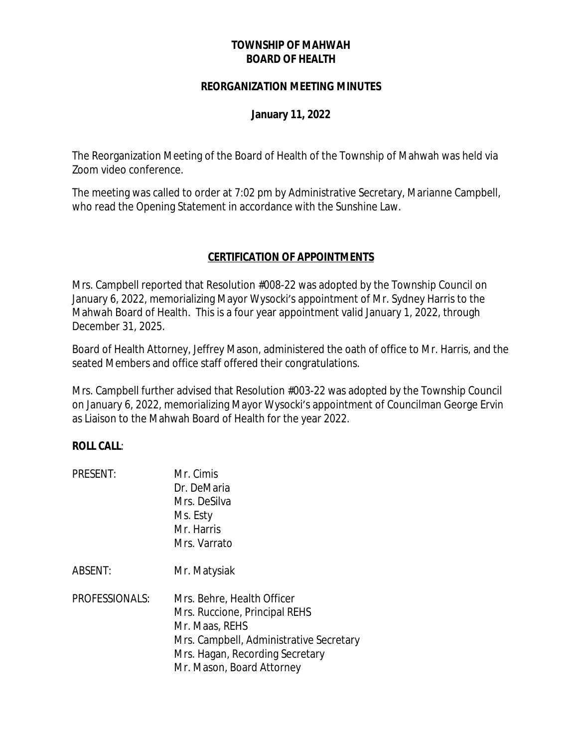# TOWNSHIP OF MAHWAH
# BOARD OF HEALTH

## REORGANIZATION MEETING MINUTES

### January 11, 2022

The Reorganization Meeting of the Board of Health of the Township of Mahwah was held via Zoom video conference.

The meeting was called to order at 7:02 pm by Administrative Secretary, Marianne Campbell, who read the Opening Statement in accordance with the Sunshine Law.

## CERTIFICATION OF APPOINTMENTS

Mrs. Campbell reported that Resolution #008-22 was adopted by the Township Council on January 6, 2022, memorializing Mayor Wysocki's appointment of Mr. Sydney Harris to the Mahwah Board of Health. This is a four year appointment valid January 1, 2022, through December 31, 2025.

Board of Health Attorney, Jeffrey Mason, administered the oath of office to Mr. Harris, and the seated Members and office staff offered their congratulations.

Mrs. Campbell further advised that Resolution #003-22 was adopted by the Township Council on January 6, 2022, memorializing Mayor Wysocki's appointment of Councilman George Ervin as Liaison to the Mahwah Board of Health for the year 2022.

**ROLL CALL**:

PRESENT: Mr. Cimis
Dr. DeMaria
Mrs. DeSilva
Ms. Esty
Mr. Harris
Mrs. Varrato

ABSENT: Mr. Matysiak

PROFESSIONALS: Mrs. Behre, Health Officer
Mrs. Ruccione, Principal REHS
Mr. Maas, REHS
Mrs. Campbell, Administrative Secretary
Mrs. Hagan, Recording Secretary
Mr. Mason, Board Attorney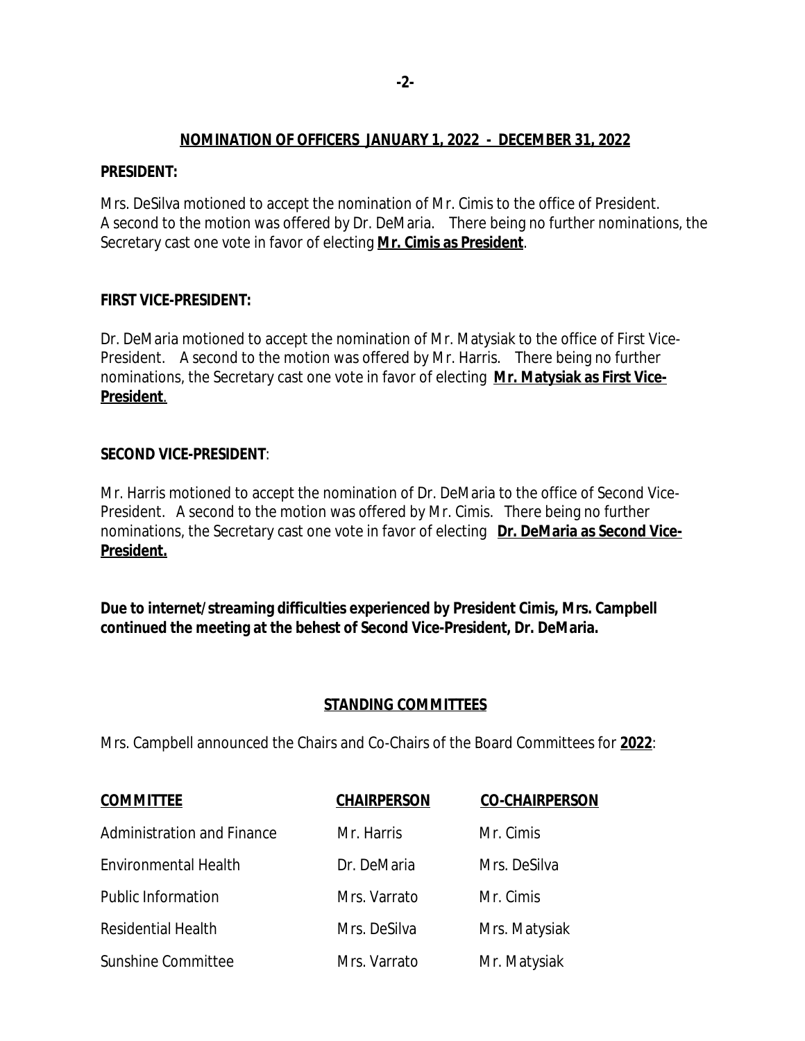## NOMINATION OF OFFICERS JANUARY 1, 2022 - DECEMBER 31, 2022

**PRESIDENT:**

Mrs. DeSilva motioned to accept the nomination of Mr. Cimis to the office of President. A second to the motion was offered by Dr. DeMaria. There being no further nominations, the Secretary cast one vote in favor of electing **Mr. Cimis as President**.

**FIRST VICE-PRESIDENT:**

Dr. DeMaria motioned to accept the nomination of Mr. Matysiak to the office of First Vice-President. A second to the motion was offered by Mr. Harris. There being no further nominations, the Secretary cast one vote in favor of electing **Mr. Matysiak as First Vice-President**.

**SECOND VICE-PRESIDENT**:

Mr. Harris motioned to accept the nomination of Dr. DeMaria to the office of Second Vice-President. A second to the motion was offered by Mr. Cimis. There being no further nominations, the Secretary cast one vote in favor of electing **Dr. DeMaria as Second Vice-President.**

**Due to internet/streaming difficulties experienced by President Cimis, Mrs. Campbell continued the meeting at the behest of Second Vice-President, Dr. DeMaria.**

## STANDING COMMITTEES

Mrs. Campbell announced the Chairs and Co-Chairs of the Board Committees for **2022**:

| COMMITTEE | CHAIRPERSON | CO-CHAIRPERSON |
|---|---|---|
| Administration and Finance | Mr. Harris | Mr. Cimis |
| Environmental Health | Dr. DeMaria | Mrs. DeSilva |
| Public Information | Mrs. Varrato | Mr. Cimis |
| Residential Health | Mrs. DeSilva | Mrs. Matysiak |
| Sunshine Committee | Mrs. Varrato | Mr. Matysiak |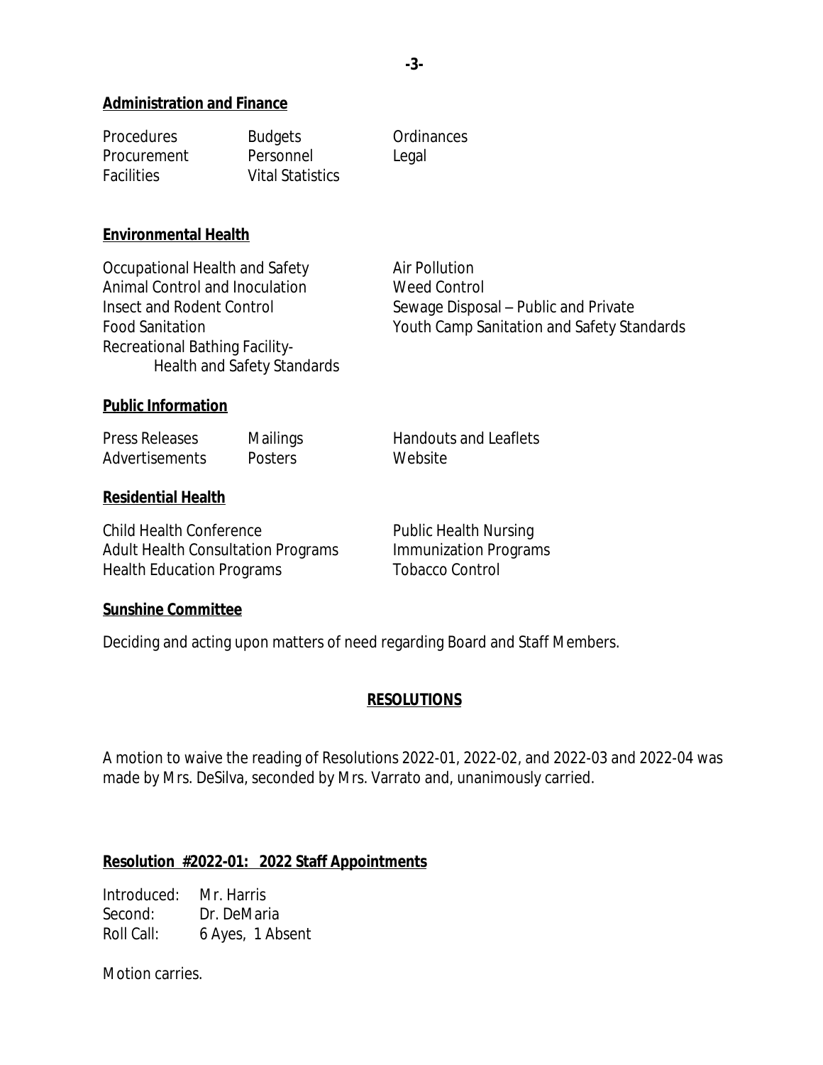**Administration and Finance**

| | | |
|---|---|---|
| Procedures | Budgets | Ordinances |
| Procurement | Personnel | Legal |
| Facilities | Vital Statistics | |

**Environmental Health**

| | |
|---|---|
| Occupational Health and Safety | Air Pollution |
| Animal Control and Inoculation | Weed Control |
| Insect and Rodent Control | Sewage Disposal – Public and Private |
| Food Sanitation | Youth Camp Sanitation and Safety Standards |
| Recreational Bathing Facility- Health and Safety Standards | |

**Public Information**

| | | |
|---|---|---|
| Press Releases | Mailings | Handouts and Leaflets |
| Advertisements | Posters | Website |

**Residential Health**

| | |
|---|---|
| Child Health Conference | Public Health Nursing |
| Adult Health Consultation Programs | Immunization Programs |
| Health Education Programs | Tobacco Control |

**Sunshine Committee**

Deciding and acting upon matters of need regarding Board and Staff Members.

## RESOLUTIONS

A motion to waive the reading of Resolutions 2022-01, 2022-02, and 2022-03 and 2022-04 was made by Mrs. DeSilva, seconded by Mrs. Varrato and, unanimously carried.

**Resolution #2022-01: 2022 Staff Appointments**

Introduced: Mr. Harris
Second: Dr. DeMaria
Roll Call: 6 Ayes, 1 Absent

Motion carries.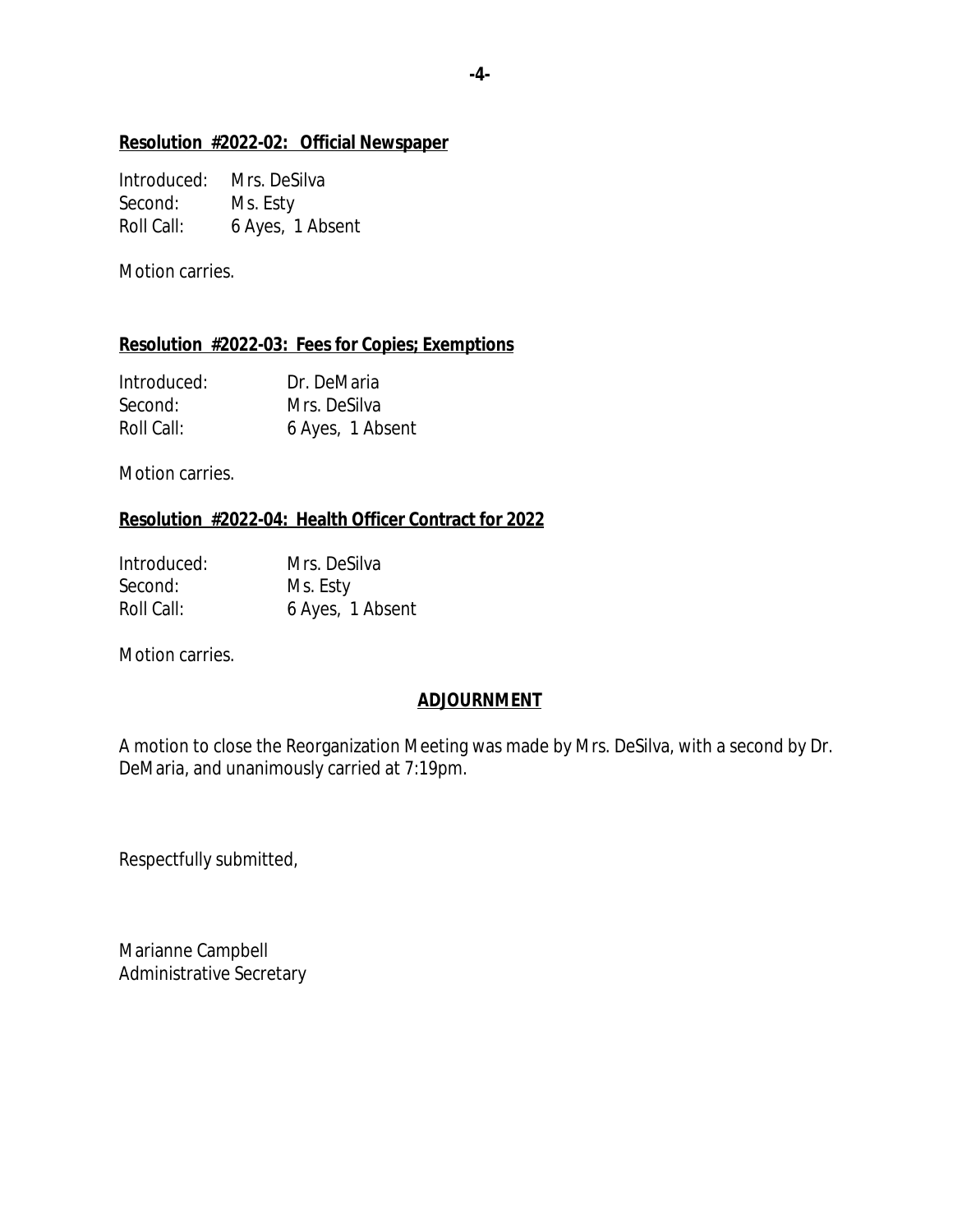**Resolution #2022-02: Official Newspaper**

Introduced: Mrs. DeSilva
Second: Ms. Esty
Roll Call: 6 Ayes, 1 Absent

Motion carries.

**Resolution #2022-03: Fees for Copies; Exemptions**

Introduced: Dr. DeMaria
Second: Mrs. DeSilva
Roll Call: 6 Ayes, 1 Absent

Motion carries.

**Resolution #2022-04: Health Officer Contract for 2022**

Introduced: Mrs. DeSilva
Second: Ms. Esty
Roll Call: 6 Ayes, 1 Absent

Motion carries.

## ADJOURNMENT

A motion to close the Reorganization Meeting was made by Mrs. DeSilva, with a second by Dr. DeMaria, and unanimously carried at 7:19pm.

Respectfully submitted,

Marianne Campbell
Administrative Secretary